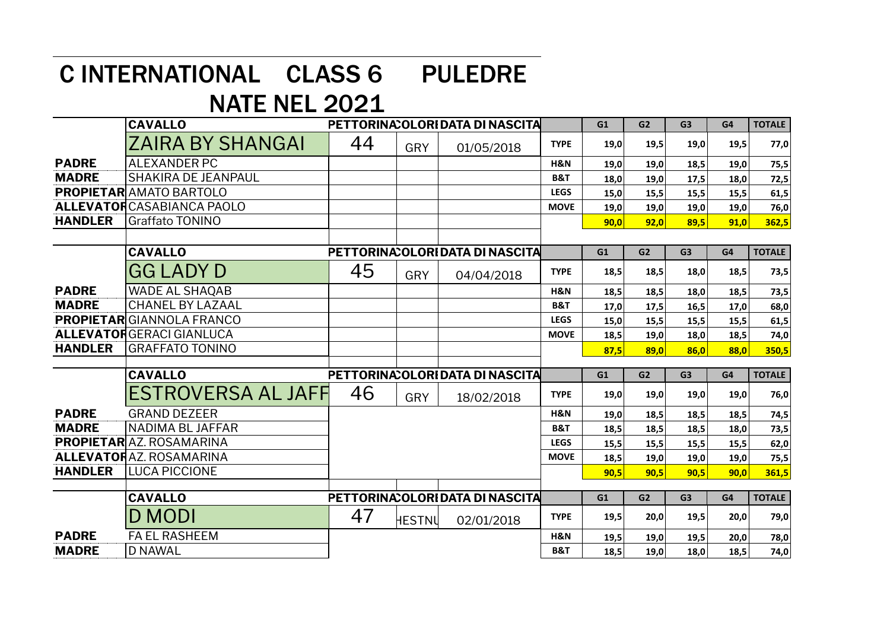# C INTERNATIONAL CLASS 6 PULEDRE NATE NEL 2021

| | CAVALLO | PETTORINA | COLORI | DATA DI NASCITA | | G1 | G2 | G3 | G4 | TOTALE |
|---|---|---|---|---|---|---|---|---|---|---|
| | ZAIRA BY SHANGAI | 44 | GRY | 01/05/2018 | TYPE | 19,0 | 19,5 | 19,0 | 19,5 | 77,0 |
| PADRE | ALEXANDER PC | | | | H&N | 19,0 | 19,0 | 18,5 | 19,0 | 75,5 |
| MADRE | SHAKIRA DE JEANPAUL | | | | B&T | 18,0 | 19,0 | 17,5 | 18,0 | 72,5 |
| PROPIETAR | AMATO BARTOLO | | | | LEGS | 15,0 | 15,5 | 15,5 | 15,5 | 61,5 |
| ALLEVATOR | CASABIANCA PAOLO | | | | MOVE | 19,0 | 19,0 | 19,0 | 19,0 | 76,0 |
| HANDLER | Graffato TONINO | | | | | 90,0 | 92,0 | 89,5 | 91,0 | 362,5 |

| | CAVALLO | PETTORINA | COLORI | DATA DI NASCITA | | G1 | G2 | G3 | G4 | TOTALE |
|---|---|---|---|---|---|---|---|---|---|---|
| | GG LADY D | 45 | GRY | 04/04/2018 | TYPE | 18,5 | 18,5 | 18,0 | 18,5 | 73,5 |
| PADRE | WADE AL SHAQAB | | | | H&N | 18,5 | 18,5 | 18,0 | 18,5 | 73,5 |
| MADRE | CHANEL BY LAZAAL | | | | B&T | 17,0 | 17,5 | 16,5 | 17,0 | 68,0 |
| PROPIETAR | GIANNOLA FRANCO | | | | LEGS | 15,0 | 15,5 | 15,5 | 15,5 | 61,5 |
| ALLEVATOR | GERACI GIANLUCA | | | | MOVE | 18,5 | 19,0 | 18,0 | 18,5 | 74,0 |
| HANDLER | GRAFFATO TONINO | | | | | 87,5 | 89,0 | 86,0 | 88,0 | 350,5 |

| | CAVALLO | PETTORINA | COLORI | DATA DI NASCITA | | G1 | G2 | G3 | G4 | TOTALE |
|---|---|---|---|---|---|---|---|---|---|---|
| | ESTROVERSA AL JAFF | 46 | GRY | 18/02/2018 | TYPE | 19,0 | 19,0 | 19,0 | 19,0 | 76,0 |
| PADRE | GRAND DEZEER | | | | H&N | 19,0 | 18,5 | 18,5 | 18,5 | 74,5 |
| MADRE | NADIMA BL JAFFAR | | | | B&T | 18,5 | 18,5 | 18,5 | 18,0 | 73,5 |
| PROPIETAR | AZ. ROSAMARINA | | | | LEGS | 15,5 | 15,5 | 15,5 | 15,5 | 62,0 |
| ALLEVATOR | AZ. ROSAMARINA | | | | MOVE | 18,5 | 19,0 | 19,0 | 19,0 | 75,5 |
| HANDLER | LUCA PICCIONE | | | | | 90,5 | 90,5 | 90,5 | 90,0 | 361,5 |

| | CAVALLO | PETTORINA | COLORI | DATA DI NASCITA | | G1 | G2 | G3 | G4 | TOTALE |
|---|---|---|---|---|---|---|---|---|---|---|
| | D MODI | 47 | HESTNU | 02/01/2018 | TYPE | 19,5 | 20,0 | 19,5 | 20,0 | 79,0 |
| PADRE | FA EL RASHEEM | | | | H&N | 19,5 | 19,0 | 19,5 | 20,0 | 78,0 |
| MADRE | D NAWAL | | | | B&T | 18,5 | 19,0 | 18,0 | 18,5 | 74,0 |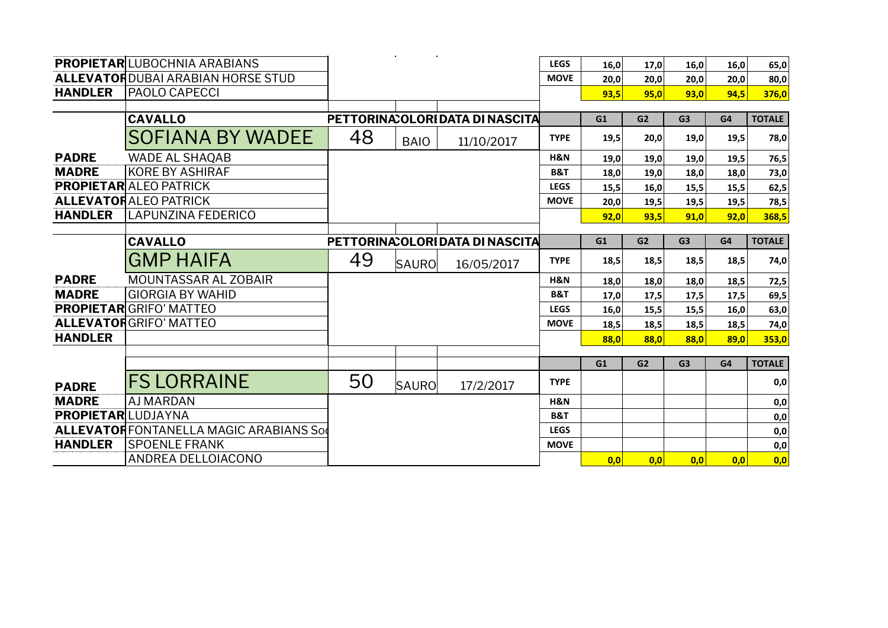| | | | | | | G1 | G2 | G3 | G4 | TOTALE |
|---|---|---|---|---|---|---|---|---|---|---|
| **PROPIETAR** | LUBOCHNIA ARABIANS | | | | **LEGS** | 16,0 | 17,0 | 16,0 | 16,0 | 65,0 |
| **ALLEVATOR** | DUBAI ARABIAN HORSE STUD | | | | **MOVE** | 20,0 | 20,0 | 20,0 | 20,0 | 80,0 |
| **HANDLER** | PAOLO CAPECCI | | | | | **93,5** | **95,0** | **93,0** | **94,5** | **376,0** |

| | | | | | | | | | | |
|---|---|---|---|---|---|---|---|---|---|---|
| | **CAVALLO** | **PETTORINA** | **COLORE** | **DATA DI NASCITA** | | **G1** | **G2** | **G3** | **G4** | **TOTALE** |
| | SOFIANA BY WADEE | 48 | BAIO | 11/10/2017 | **TYPE** | 19,5 | 20,0 | 19,0 | 19,5 | 78,0 |
| **PADRE** | WADE AL SHAQAB | | | | **H&N** | 19,0 | 19,0 | 19,0 | 19,5 | 76,5 |
| **MADRE** | KORE BY ASHIRAF | | | | **B&T** | 18,0 | 19,0 | 18,0 | 18,0 | 73,0 |
| **PROPIETAR** | ALEO PATRICK | | | | **LEGS** | 15,5 | 16,0 | 15,5 | 15,5 | 62,5 |
| **ALLEVATOR** | ALEO PATRICK | | | | **MOVE** | 20,0 | 19,5 | 19,5 | 19,5 | 78,5 |
| **HANDLER** | LAPUNZINA FEDERICO | | | | | **92,0** | **93,5** | **91,0** | **92,0** | **368,5** |

| | | | | | | | | | | |
|---|---|---|---|---|---|---|---|---|---|---|
| | **CAVALLO** | **PETTORINA** | **COLORE** | **DATA DI NASCITA** | | **G1** | **G2** | **G3** | **G4** | **TOTALE** |
| | GMP HAIFA | 49 | SAURO | 16/05/2017 | **TYPE** | 18,5 | 18,5 | 18,5 | 18,5 | 74,0 |
| **PADRE** | MOUNTASSAR AL ZOBAIR | | | | **H&N** | 18,0 | 18,0 | 18,0 | 18,5 | 72,5 |
| **MADRE** | GIORGIA BY WAHID | | | | **B&T** | 17,0 | 17,5 | 17,5 | 17,5 | 69,5 |
| **PROPIETAR** | GRIFO' MATTEO | | | | **LEGS** | 16,0 | 15,5 | 15,5 | 16,0 | 63,0 |
| **ALLEVATOR** | GRIFO' MATTEO | | | | **MOVE** | 18,5 | 18,5 | 18,5 | 18,5 | 74,0 |
| **HANDLER** | | | | | | **88,0** | **88,0** | **88,0** | **89,0** | **353,0** |

| | | | | | | | | | | |
|---|---|---|---|---|---|---|---|---|---|---|
| | | | | | | **G1** | **G2** | **G3** | **G4** | **TOTALE** |
| **PADRE** | FS LORRAINE | 50 | SAURO | 17/2/2017 | **TYPE** | | | | | 0,0 |
| **MADRE** | AJ MARDAN | | | | **H&N** | | | | | 0,0 |
| **PROPIETAR** | LUDJAYNA | | | | **B&T** | | | | | 0,0 |
| **ALLEVATOR** | FONTANELLA MAGIC ARABIANS Soc | | | | **LEGS** | | | | | 0,0 |
| **HANDLER** | SPOENLE FRANK | | | | **MOVE** | | | | | 0,0 |
| | ANDREA DELLOIACONO | | | | | **0,0** | **0,0** | **0,0** | **0,0** | **0,0** |